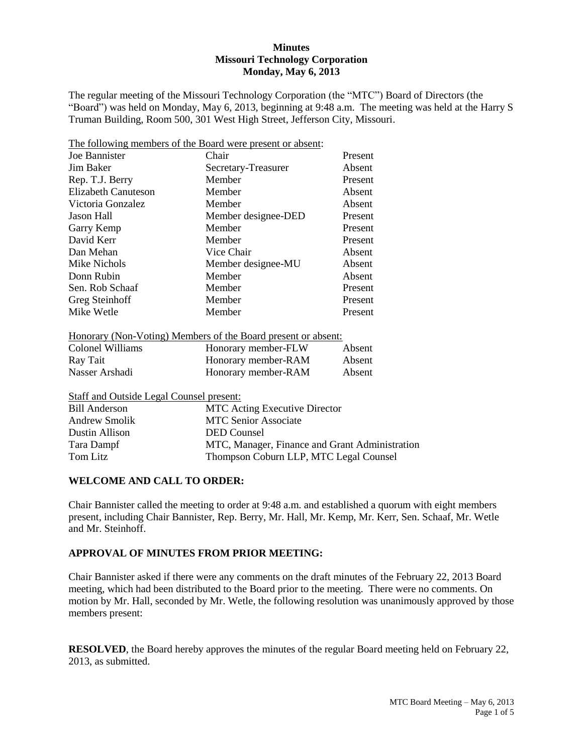**Minutes**
**Missouri Technology Corporation**
**Monday, May 6, 2013**

The regular meeting of the Missouri Technology Corporation (the "MTC") Board of Directors (the "Board") was held on Monday, May 6, 2013, beginning at 9:48 a.m. The meeting was held at the Harry S Truman Building, Room 500, 301 West High Street, Jefferson City, Missouri.

The following members of the Board were present or absent:

| | | |
|---|---|---|
| Joe Bannister | Chair | Present |
| Jim Baker | Secretary-Treasurer | Absent |
| Rep. T.J. Berry | Member | Present |
| Elizabeth Canuteson | Member | Absent |
| Victoria Gonzalez | Member | Absent |
| Jason Hall | Member designee-DED | Present |
| Garry Kemp | Member | Present |
| David Kerr | Member | Present |
| Dan Mehan | Vice Chair | Absent |
| Mike Nichols | Member designee-MU | Absent |
| Donn Rubin | Member | Absent |
| Sen. Rob Schaaf | Member | Present |
| Greg Steinhoff | Member | Present |
| Mike Wetle | Member | Present |

Honorary (Non-Voting) Members of the Board present or absent:

| | | |
|---|---|---|
| Colonel Williams | Honorary member-FLW | Absent |
| Ray Tait | Honorary member-RAM | Absent |
| Nasser Arshadi | Honorary member-RAM | Absent |

Staff and Outside Legal Counsel present:

| | |
|---|---|
| Bill Anderson | MTC Acting Executive Director |
| Andrew Smolik | MTC Senior Associate |
| Dustin Allison | DED Counsel |
| Tara Dampf | MTC, Manager, Finance and Grant Administration |
| Tom Litz | Thompson Coburn LLP, MTC Legal Counsel |

## WELCOME AND CALL TO ORDER:

Chair Bannister called the meeting to order at 9:48 a.m. and established a quorum with eight members present, including Chair Bannister, Rep. Berry, Mr. Hall, Mr. Kemp, Mr. Kerr, Sen. Schaaf, Mr. Wetle and Mr. Steinhoff.

## APPROVAL OF MINUTES FROM PRIOR MEETING:

Chair Bannister asked if there were any comments on the draft minutes of the February 22, 2013 Board meeting, which had been distributed to the Board prior to the meeting. There were no comments. On motion by Mr. Hall, seconded by Mr. Wetle, the following resolution was unanimously approved by those members present:

**RESOLVED**, the Board hereby approves the minutes of the regular Board meeting held on February 22, 2013, as submitted.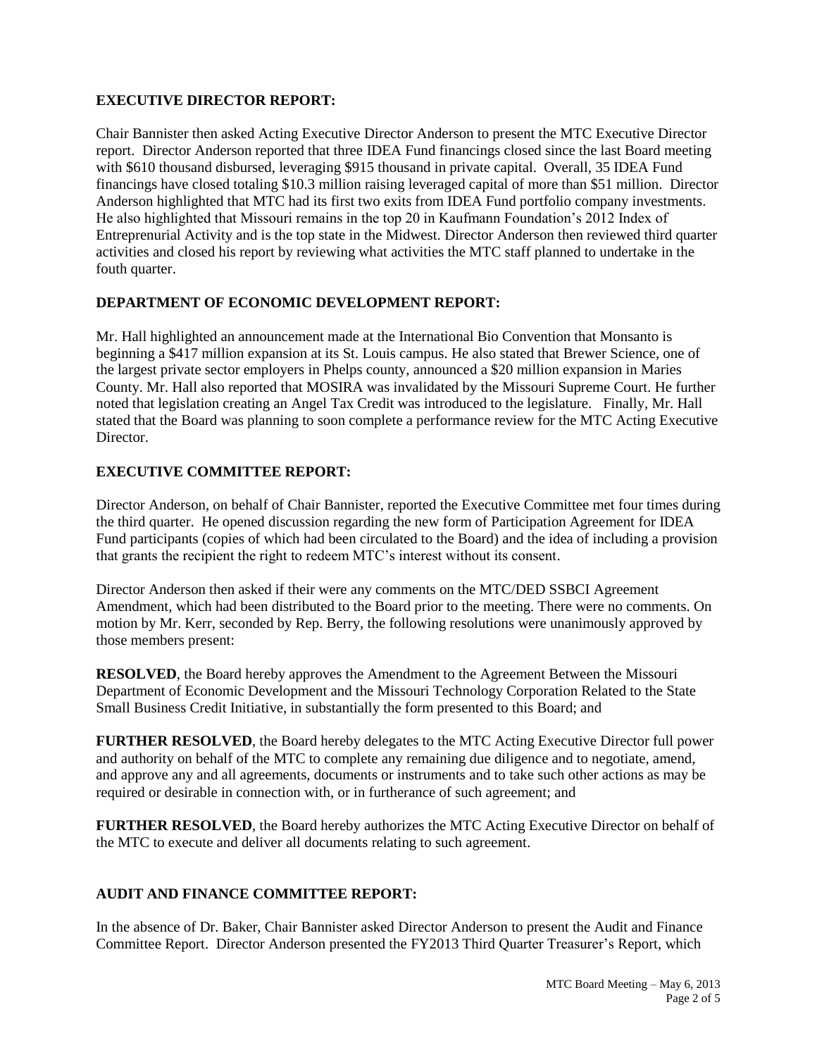**EXECUTIVE DIRECTOR REPORT:**

Chair Bannister then asked Acting Executive Director Anderson to present the MTC Executive Director report. Director Anderson reported that three IDEA Fund financings closed since the last Board meeting with $610 thousand disbursed, leveraging $915 thousand in private capital. Overall, 35 IDEA Fund financings have closed totaling $10.3 million raising leveraged capital of more than $51 million. Director Anderson highlighted that MTC had its first two exits from IDEA Fund portfolio company investments. He also highlighted that Missouri remains in the top 20 in Kaufmann Foundation's 2012 Index of Entreprenurial Activity and is the top state in the Midwest. Director Anderson then reviewed third quarter activities and closed his report by reviewing what activities the MTC staff planned to undertake in the fouth quarter.

**DEPARTMENT OF ECONOMIC DEVELOPMENT REPORT:**

Mr. Hall highlighted an announcement made at the International Bio Convention that Monsanto is beginning a $417 million expansion at its St. Louis campus. He also stated that Brewer Science, one of the largest private sector employers in Phelps county, announced a $20 million expansion in Maries County. Mr. Hall also reported that MOSIRA was invalidated by the Missouri Supreme Court. He further noted that legislation creating an Angel Tax Credit was introduced to the legislature. Finally, Mr. Hall stated that the Board was planning to soon complete a performance review for the MTC Acting Executive Director.

**EXECUTIVE COMMITTEE REPORT:**

Director Anderson, on behalf of Chair Bannister, reported the Executive Committee met four times during the third quarter. He opened discussion regarding the new form of Participation Agreement for IDEA Fund participants (copies of which had been circulated to the Board) and the idea of including a provision that grants the recipient the right to redeem MTC's interest without its consent.

Director Anderson then asked if their were any comments on the MTC/DED SSBCI Agreement Amendment, which had been distributed to the Board prior to the meeting. There were no comments. On motion by Mr. Kerr, seconded by Rep. Berry, the following resolutions were unanimously approved by those members present:

**RESOLVED**, the Board hereby approves the Amendment to the Agreement Between the Missouri Department of Economic Development and the Missouri Technology Corporation Related to the State Small Business Credit Initiative, in substantially the form presented to this Board; and

**FURTHER RESOLVED**, the Board hereby delegates to the MTC Acting Executive Director full power and authority on behalf of the MTC to complete any remaining due diligence and to negotiate, amend, and approve any and all agreements, documents or instruments and to take such other actions as may be required or desirable in connection with, or in furtherance of such agreement; and

**FURTHER RESOLVED**, the Board hereby authorizes the MTC Acting Executive Director on behalf of the MTC to execute and deliver all documents relating to such agreement.

**AUDIT AND FINANCE COMMITTEE REPORT:**

In the absence of Dr. Baker, Chair Bannister asked Director Anderson to present the Audit and Finance Committee Report. Director Anderson presented the FY2013 Third Quarter Treasurer's Report, which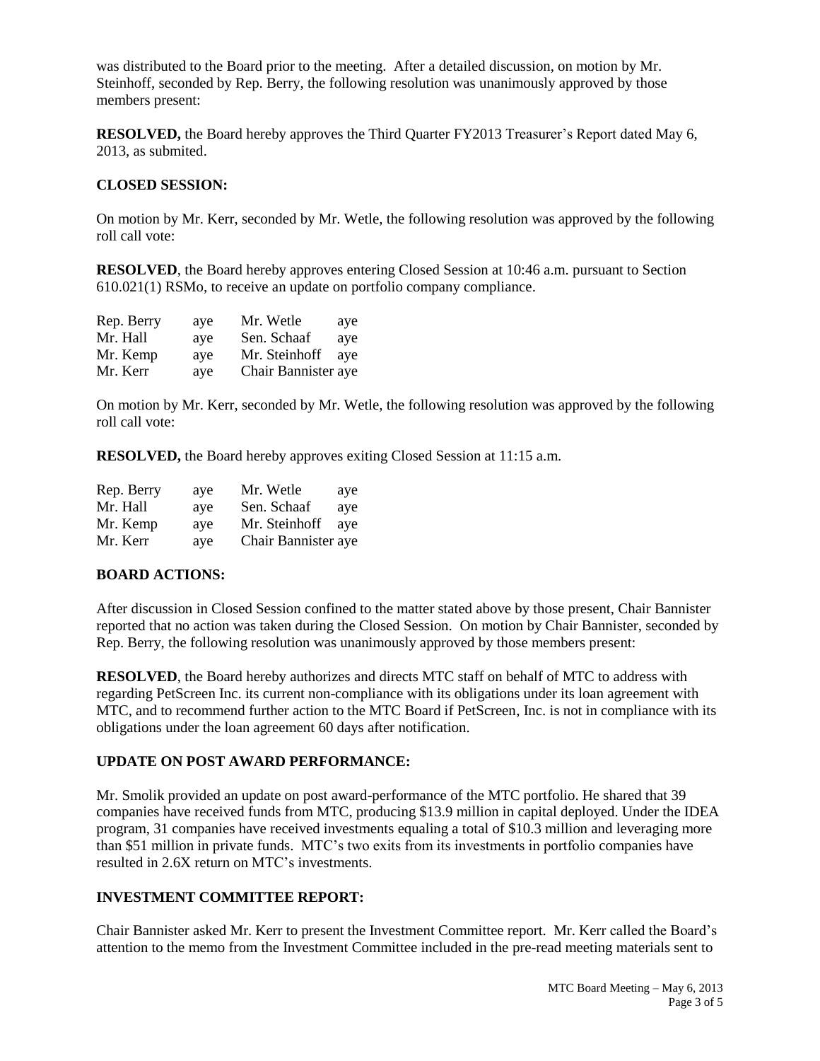was distributed to the Board prior to the meeting. After a detailed discussion, on motion by Mr. Steinhoff, seconded by Rep. Berry, the following resolution was unanimously approved by those members present:

**RESOLVED,** the Board hereby approves the Third Quarter FY2013 Treasurer's Report dated May 6, 2013, as submited.

**CLOSED SESSION:**

On motion by Mr. Kerr, seconded by Mr. Wetle, the following resolution was approved by the following roll call vote:

**RESOLVED**, the Board hereby approves entering Closed Session at 10:46 a.m. pursuant to Section 610.021(1) RSMo, to receive an update on portfolio company compliance.

| | | | |
|---|---|---|---|
| Rep. Berry | aye | Mr. Wetle | aye |
| Mr. Hall | aye | Sen. Schaaf | aye |
| Mr. Kemp | aye | Mr. Steinhoff | aye |
| Mr. Kerr | aye | Chair Bannister | aye |

On motion by Mr. Kerr, seconded by Mr. Wetle, the following resolution was approved by the following roll call vote:

**RESOLVED,** the Board hereby approves exiting Closed Session at 11:15 a.m.

| | | | |
|---|---|---|---|
| Rep. Berry | aye | Mr. Wetle | aye |
| Mr. Hall | aye | Sen. Schaaf | aye |
| Mr. Kemp | aye | Mr. Steinhoff | aye |
| Mr. Kerr | aye | Chair Bannister | aye |

**BOARD ACTIONS:**

After discussion in Closed Session confined to the matter stated above by those present, Chair Bannister reported that no action was taken during the Closed Session. On motion by Chair Bannister, seconded by Rep. Berry, the following resolution was unanimously approved by those members present:

**RESOLVED**, the Board hereby authorizes and directs MTC staff on behalf of MTC to address with regarding PetScreen Inc. its current non-compliance with its obligations under its loan agreement with MTC, and to recommend further action to the MTC Board if PetScreen, Inc. is not in compliance with its obligations under the loan agreement 60 days after notification.

**UPDATE ON POST AWARD PERFORMANCE:**

Mr. Smolik provided an update on post award-performance of the MTC portfolio. He shared that 39 companies have received funds from MTC, producing $13.9 million in capital deployed. Under the IDEA program, 31 companies have received investments equaling a total of $10.3 million and leveraging more than $51 million in private funds. MTC's two exits from its investments in portfolio companies have resulted in 2.6X return on MTC's investments.

**INVESTMENT COMMITTEE REPORT:**

Chair Bannister asked Mr. Kerr to present the Investment Committee report. Mr. Kerr called the Board's attention to the memo from the Investment Committee included in the pre-read meeting materials sent to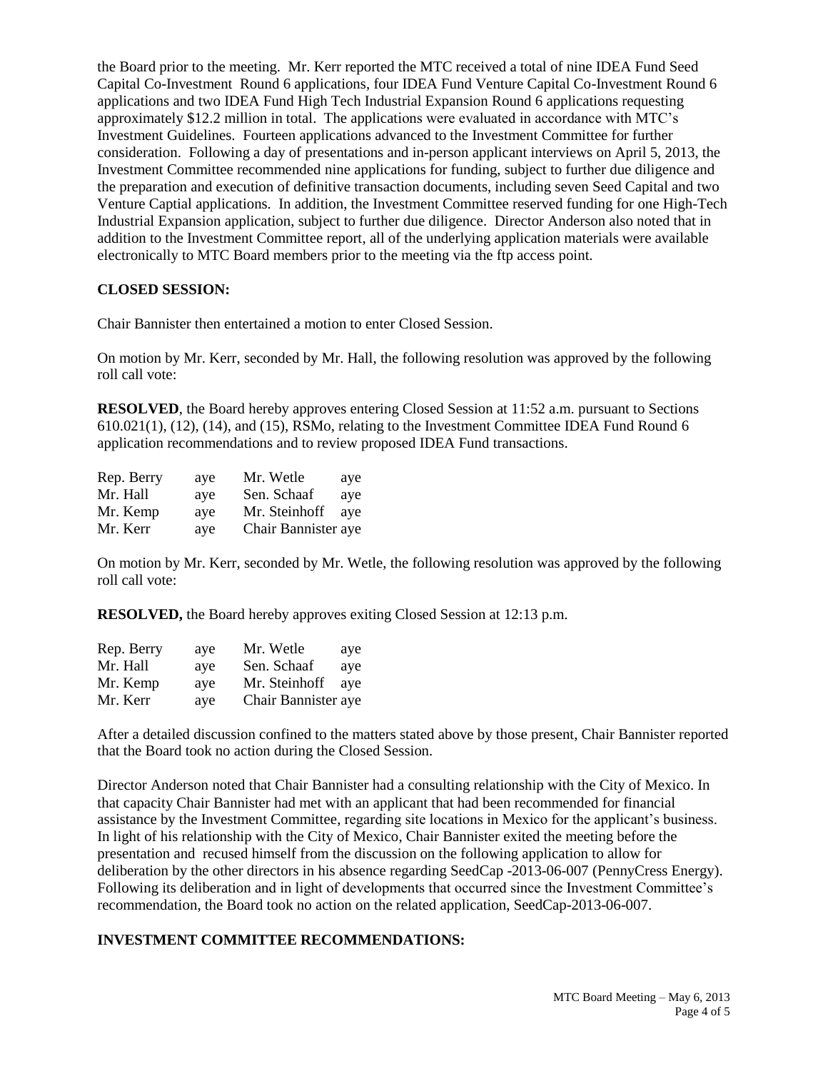the Board prior to the meeting. Mr. Kerr reported the MTC received a total of nine IDEA Fund Seed Capital Co-Investment Round 6 applications, four IDEA Fund Venture Capital Co-Investment Round 6 applications and two IDEA Fund High Tech Industrial Expansion Round 6 applications requesting approximately $12.2 million in total. The applications were evaluated in accordance with MTC's Investment Guidelines. Fourteen applications advanced to the Investment Committee for further consideration. Following a day of presentations and in-person applicant interviews on April 5, 2013, the Investment Committee recommended nine applications for funding, subject to further due diligence and the preparation and execution of definitive transaction documents, including seven Seed Capital and two Venture Captial applications. In addition, the Investment Committee reserved funding for one High-Tech Industrial Expansion application, subject to further due diligence. Director Anderson also noted that in addition to the Investment Committee report, all of the underlying application materials were available electronically to MTC Board members prior to the meeting via the ftp access point.

**CLOSED SESSION:**

Chair Bannister then entertained a motion to enter Closed Session.

On motion by Mr. Kerr, seconded by Mr. Hall, the following resolution was approved by the following roll call vote:

**RESOLVED**, the Board hereby approves entering Closed Session at 11:52 a.m. pursuant to Sections 610.021(1), (12), (14), and (15), RSMo, relating to the Investment Committee IDEA Fund Round 6 application recommendations and to review proposed IDEA Fund transactions.

| | | | |
|---|---|---|---|
| Rep. Berry | aye | Mr. Wetle | aye |
| Mr. Hall | aye | Sen. Schaaf | aye |
| Mr. Kemp | aye | Mr. Steinhoff | aye |
| Mr. Kerr | aye | Chair Bannister | aye |

On motion by Mr. Kerr, seconded by Mr. Wetle, the following resolution was approved by the following roll call vote:

**RESOLVED,** the Board hereby approves exiting Closed Session at 12:13 p.m.

| | | | |
|---|---|---|---|
| Rep. Berry | aye | Mr. Wetle | aye |
| Mr. Hall | aye | Sen. Schaaf | aye |
| Mr. Kemp | aye | Mr. Steinhoff | aye |
| Mr. Kerr | aye | Chair Bannister | aye |

After a detailed discussion confined to the matters stated above by those present, Chair Bannister reported that the Board took no action during the Closed Session.

Director Anderson noted that Chair Bannister had a consulting relationship with the City of Mexico. In that capacity Chair Bannister had met with an applicant that had been recommended for financial assistance by the Investment Committee, regarding site locations in Mexico for the applicant's business. In light of his relationship with the City of Mexico, Chair Bannister exited the meeting before the presentation and recused himself from the discussion on the following application to allow for deliberation by the other directors in his absence regarding SeedCap -2013-06-007 (PennyCress Energy). Following its deliberation and in light of developments that occurred since the Investment Committee's recommendation, the Board took no action on the related application, SeedCap-2013-06-007.

**INVESTMENT COMMITTEE RECOMMENDATIONS:**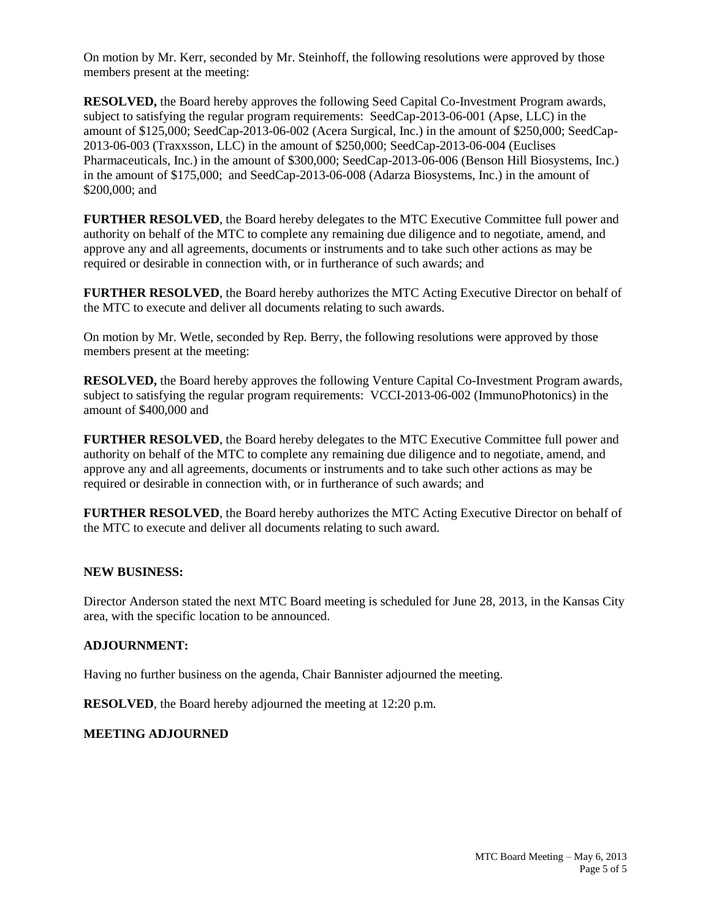On motion by Mr. Kerr, seconded by Mr. Steinhoff, the following resolutions were approved by those members present at the meeting:

**RESOLVED,** the Board hereby approves the following Seed Capital Co-Investment Program awards, subject to satisfying the regular program requirements: SeedCap-2013-06-001 (Apse, LLC) in the amount of $125,000; SeedCap-2013-06-002 (Acera Surgical, Inc.) in the amount of $250,000; SeedCap-2013-06-003 (Traxxsson, LLC) in the amount of $250,000; SeedCap-2013-06-004 (Euclises Pharmaceuticals, Inc.) in the amount of $300,000; SeedCap-2013-06-006 (Benson Hill Biosystems, Inc.) in the amount of $175,000; and SeedCap-2013-06-008 (Adarza Biosystems, Inc.) in the amount of $200,000; and

**FURTHER RESOLVED**, the Board hereby delegates to the MTC Executive Committee full power and authority on behalf of the MTC to complete any remaining due diligence and to negotiate, amend, and approve any and all agreements, documents or instruments and to take such other actions as may be required or desirable in connection with, or in furtherance of such awards; and

**FURTHER RESOLVED**, the Board hereby authorizes the MTC Acting Executive Director on behalf of the MTC to execute and deliver all documents relating to such awards.

On motion by Mr. Wetle, seconded by Rep. Berry, the following resolutions were approved by those members present at the meeting:

**RESOLVED,** the Board hereby approves the following Venture Capital Co-Investment Program awards, subject to satisfying the regular program requirements: VCCI-2013-06-002 (ImmunoPhotonics) in the amount of $400,000 and

**FURTHER RESOLVED**, the Board hereby delegates to the MTC Executive Committee full power and authority on behalf of the MTC to complete any remaining due diligence and to negotiate, amend, and approve any and all agreements, documents or instruments and to take such other actions as may be required or desirable in connection with, or in furtherance of such awards; and

**FURTHER RESOLVED**, the Board hereby authorizes the MTC Acting Executive Director on behalf of the MTC to execute and deliver all documents relating to such award.

**NEW BUSINESS:**

Director Anderson stated the next MTC Board meeting is scheduled for June 28, 2013, in the Kansas City area, with the specific location to be announced.

**ADJOURNMENT:**

Having no further business on the agenda, Chair Bannister adjourned the meeting.

**RESOLVED**, the Board hereby adjourned the meeting at 12:20 p.m.

**MEETING ADJOURNED**